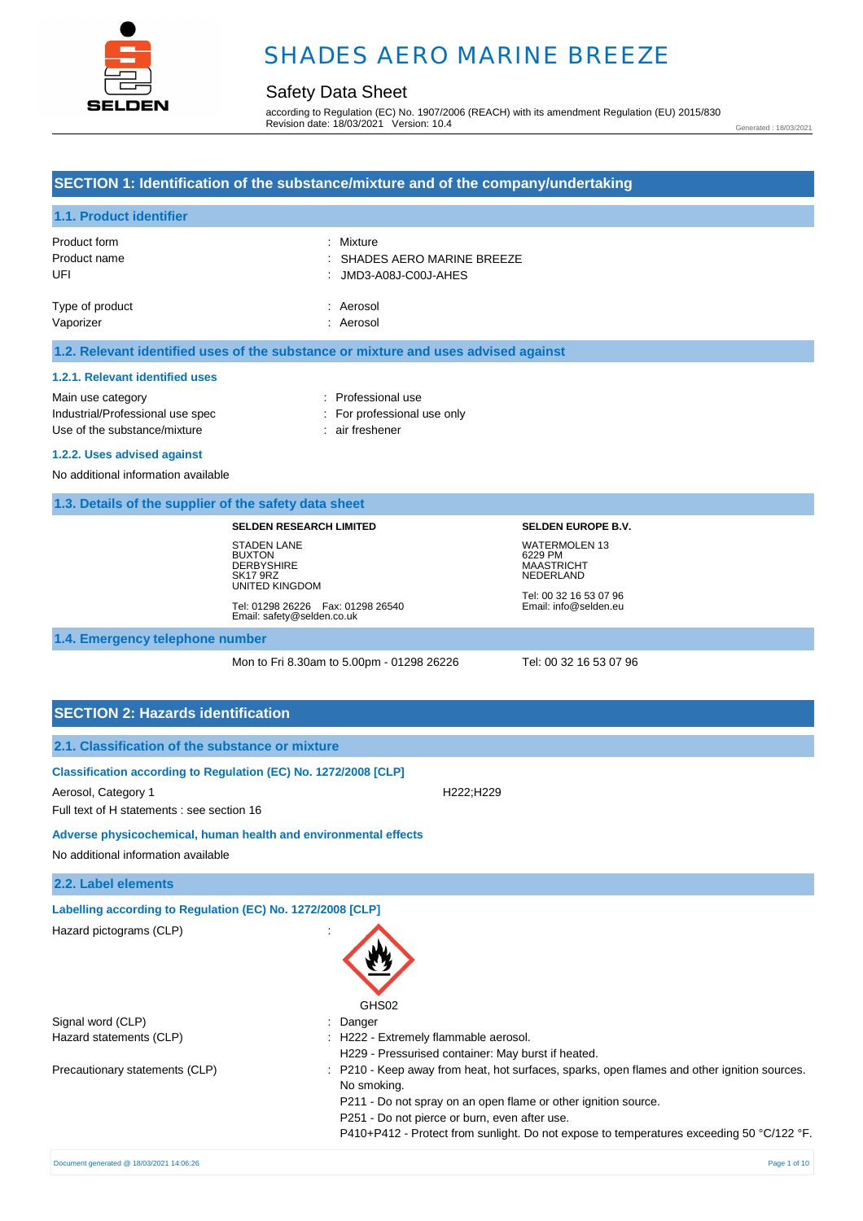# SHADES AERO MARINE BREEZE

## Safety Data Sheet

according to Regulation (EC) No. 1907/2006 (REACH) with its amendment Regulation (EU) 2015/830
Revision date: 18/03/2021 Version: 10.4

Generated : 18/03/2021

## SECTION 1: Identification of the substance/mixture and of the company/undertaking

### 1.1. Product identifier

| | |
|---|---|
| Product form | : Mixture |
| Product name | : SHADES AERO MARINE BREEZE |
| UFI | : JMD3-A08J-C00J-AHES |
| Type of product | : Aerosol |
| Vaporizer | : Aerosol |

### 1.2. Relevant identified uses of the substance or mixture and uses advised against

#### 1.2.1. Relevant identified uses

| | |
|---|---|
| Main use category | : Professional use |
| Industrial/Professional use spec | : For professional use only |
| Use of the substance/mixture | : air freshener |

#### 1.2.2. Uses advised against

No additional information available

### 1.3. Details of the supplier of the safety data sheet

**SELDEN RESEARCH LIMITED**

STADEN LANE
BUXTON
DERBYSHIRE
SK17 9RZ
UNITED KINGDOM

Tel: 01298 26226 Fax: 01298 26540
Email: safety@selden.co.uk

**SELDEN EUROPE B.V.**

WATERMOLEN 13
6229 PM
MAASTRICHT
NEDERLAND

Tel: 00 32 16 53 07 96
Email: info@selden.eu

### 1.4. Emergency telephone number

Mon to Fri 8.30am to 5.00pm - 01298 26226

Tel: 00 32 16 53 07 96

## SECTION 2: Hazards identification

### 2.1. Classification of the substance or mixture

#### Classification according to Regulation (EC) No. 1272/2008 [CLP]

Aerosol, Category 1 H222;H229

Full text of H statements : see section 16

#### Adverse physicochemical, human health and environmental effects

No additional information available

### 2.2. Label elements

#### Labelling according to Regulation (EC) No. 1272/2008 [CLP]

Hazard pictograms (CLP) :

GHS02

Signal word (CLP) : Danger

Hazard statements (CLP) : H222 - Extremely flammable aerosol.
H229 - Pressurised container: May burst if heated.

Precautionary statements (CLP) : P210 - Keep away from heat, hot surfaces, sparks, open flames and other ignition sources. No smoking.
P211 - Do not spray on an open flame or other ignition source.
P251 - Do not pierce or burn, even after use.
P410+P412 - Protect from sunlight. Do not expose to temperatures exceeding 50 °C/122 °F.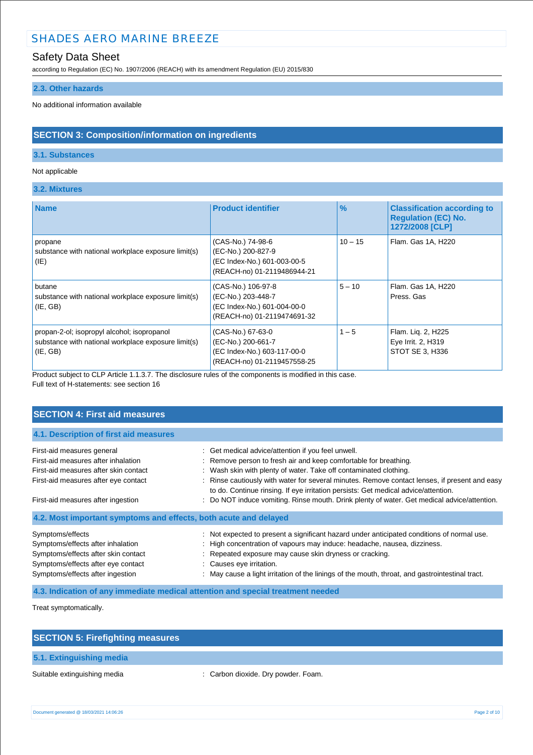### 2.3. Other hazards

No additional information available

## SECTION 3: Composition/information on ingredients

### 3.1. Substances

Not applicable

### 3.2. Mixtures

| Name | Product identifier | % | Classification according to Regulation (EC) No. 1272/2008 [CLP] |
|---|---|---|---|
| propane<br>substance with national workplace exposure limit(s) (IE) | (CAS-No.) 74-98-6<br>(EC-No.) 200-827-9<br>(EC Index-No.) 601-003-00-5<br>(REACH-no) 01-2119486944-21 | 10 – 15 | Flam. Gas 1A, H220 |
| butane<br>substance with national workplace exposure limit(s) (IE, GB) | (CAS-No.) 106-97-8<br>(EC-No.) 203-448-7<br>(EC Index-No.) 601-004-00-0<br>(REACH-no) 01-2119474691-32 | 5 – 10 | Flam. Gas 1A, H220<br>Press. Gas |
| propan-2-ol; isopropyl alcohol; isopropanol<br>substance with national workplace exposure limit(s) (IE, GB) | (CAS-No.) 67-63-0<br>(EC-No.) 200-661-7<br>(EC Index-No.) 603-117-00-0<br>(REACH-no) 01-2119457558-25 | 1 – 5 | Flam. Liq. 2, H225<br>Eye Irrit. 2, H319<br>STOT SE 3, H336 |

Product subject to CLP Article 1.1.3.7. The disclosure rules of the components is modified in this case.
Full text of H-statements: see section 16

## SECTION 4: First aid measures

### 4.1. Description of first aid measures

First-aid measures general : Get medical advice/attention if you feel unwell.
First-aid measures after inhalation : Remove person to fresh air and keep comfortable for breathing.
First-aid measures after skin contact : Wash skin with plenty of water. Take off contaminated clothing.
First-aid measures after eye contact : Rinse cautiously with water for several minutes. Remove contact lenses, if present and easy to do. Continue rinsing. If eye irritation persists: Get medical advice/attention.
First-aid measures after ingestion : Do NOT induce vomiting. Rinse mouth. Drink plenty of water. Get medical advice/attention.

### 4.2. Most important symptoms and effects, both acute and delayed

Symptoms/effects : Not expected to present a significant hazard under anticipated conditions of normal use.
Symptoms/effects after inhalation : High concentration of vapours may induce: headache, nausea, dizziness.
Symptoms/effects after skin contact : Repeated exposure may cause skin dryness or cracking.
Symptoms/effects after eye contact : Causes eye irritation.
Symptoms/effects after ingestion : May cause a light irritation of the linings of the mouth, throat, and gastrointestinal tract.

### 4.3. Indication of any immediate medical attention and special treatment needed

Treat symptomatically.

## SECTION 5: Firefighting measures

### 5.1. Extinguishing media

Suitable extinguishing media : Carbon dioxide. Dry powder. Foam.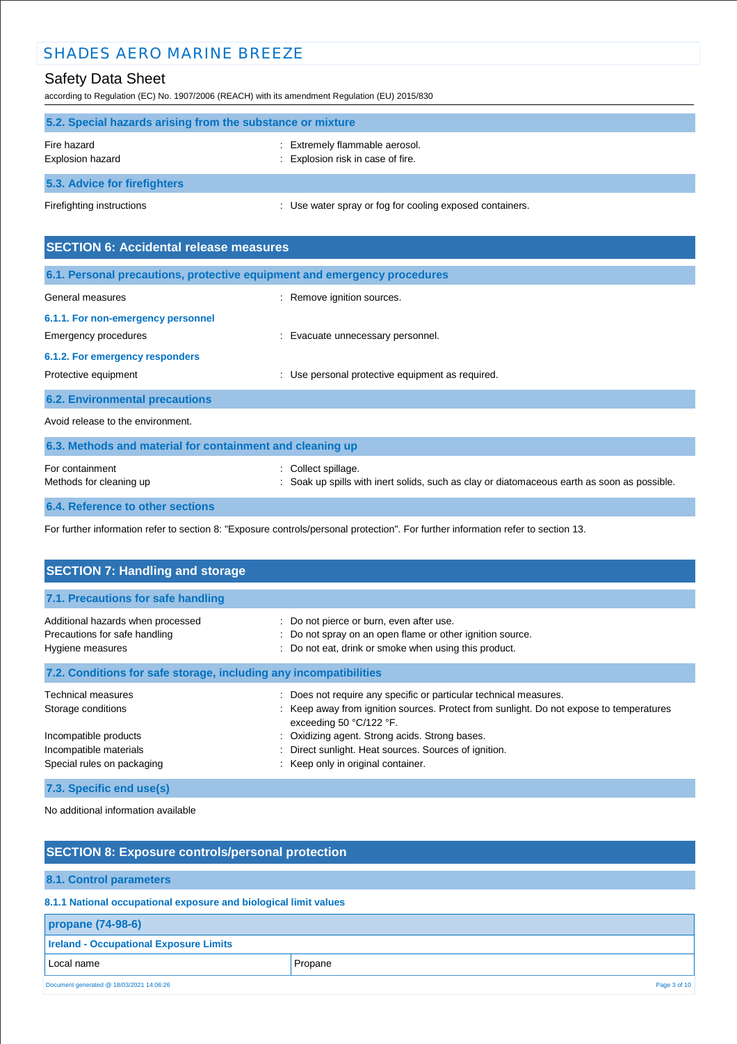### 5.2. Special hazards arising from the substance or mixture

| | |
|---|---|
| Fire hazard | : Extremely flammable aerosol. |
| Explosion hazard | : Explosion risk in case of fire. |

### 5.3. Advice for firefighters

| | |
|---|---|
| Firefighting instructions | : Use water spray or fog for cooling exposed containers. |

## SECTION 6: Accidental release measures

### 6.1. Personal precautions, protective equipment and emergency procedures

| | |
|---|---|
| General measures | : Remove ignition sources. |

#### 6.1.1. For non-emergency personnel

| | |
|---|---|
| Emergency procedures | : Evacuate unnecessary personnel. |

#### 6.1.2. For emergency responders

| | |
|---|---|
| Protective equipment | : Use personal protective equipment as required. |

### 6.2. Environmental precautions

Avoid release to the environment.

### 6.3. Methods and material for containment and cleaning up

| | |
|---|---|
| For containment | : Collect spillage. |
| Methods for cleaning up | : Soak up spills with inert solids, such as clay or diatomaceous earth as soon as possible. |

### 6.4. Reference to other sections

For further information refer to section 8: "Exposure controls/personal protection". For further information refer to section 13.

## SECTION 7: Handling and storage

### 7.1. Precautions for safe handling

| | |
|---|---|
| Additional hazards when processed | : Do not pierce or burn, even after use. |
| Precautions for safe handling | : Do not spray on an open flame or other ignition source. |
| Hygiene measures | : Do not eat, drink or smoke when using this product. |

### 7.2. Conditions for safe storage, including any incompatibilities

| | |
|---|---|
| Technical measures | : Does not require any specific or particular technical measures. |
| Storage conditions | : Keep away from ignition sources. Protect from sunlight. Do not expose to temperatures exceeding 50 °C/122 °F. |
| Incompatible products | : Oxidizing agent. Strong acids. Strong bases. |
| Incompatible materials | : Direct sunlight. Heat sources. Sources of ignition. |
| Special rules on packaging | : Keep only in original container. |

### 7.3. Specific end use(s)

No additional information available

## SECTION 8: Exposure controls/personal protection

### 8.1. Control parameters

#### 8.1.1 National occupational exposure and biological limit values

| propane (74-98-6) | |
|---|---|
| **Ireland - Occupational Exposure Limits** | |
| Local name | Propane |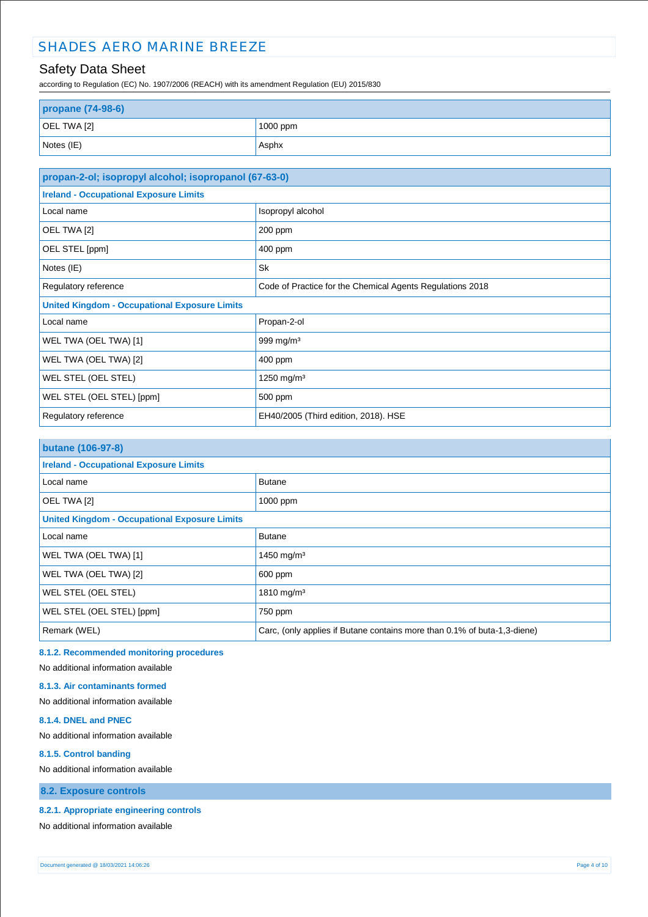| propane (74-98-6) | |
| --- | --- |
| OEL TWA [2] | 1000 ppm |
| Notes (IE) | Asphx |

| propan-2-ol; isopropyl alcohol; isopropanol (67-63-0) | |
| --- | --- |
| **Ireland - Occupational Exposure Limits** | |
| Local name | Isopropyl alcohol |
| OEL TWA [2] | 200 ppm |
| OEL STEL [ppm] | 400 ppm |
| Notes (IE) | Sk |
| Regulatory reference | Code of Practice for the Chemical Agents Regulations 2018 |
| **United Kingdom - Occupational Exposure Limits** | |
| Local name | Propan-2-ol |
| WEL TWA (OEL TWA) [1] | 999 mg/m³ |
| WEL TWA (OEL TWA) [2] | 400 ppm |
| WEL STEL (OEL STEL) | 1250 mg/m³ |
| WEL STEL (OEL STEL) [ppm] | 500 ppm |
| Regulatory reference | EH40/2005 (Third edition, 2018). HSE |

| butane (106-97-8) | |
| --- | --- |
| **Ireland - Occupational Exposure Limits** | |
| Local name | Butane |
| OEL TWA [2] | 1000 ppm |
| **United Kingdom - Occupational Exposure Limits** | |
| Local name | Butane |
| WEL TWA (OEL TWA) [1] | 1450 mg/m³ |
| WEL TWA (OEL TWA) [2] | 600 ppm |
| WEL STEL (OEL STEL) | 1810 mg/m³ |
| WEL STEL (OEL STEL) [ppm] | 750 ppm |
| Remark (WEL) | Carc, (only applies if Butane contains more than 0.1% of buta-1,3-diene) |

#### 8.1.2. Recommended monitoring procedures

No additional information available

#### 8.1.3. Air contaminants formed

No additional information available

#### 8.1.4. DNEL and PNEC

No additional information available

#### 8.1.5. Control banding

No additional information available

### 8.2. Exposure controls

#### 8.2.1. Appropriate engineering controls

No additional information available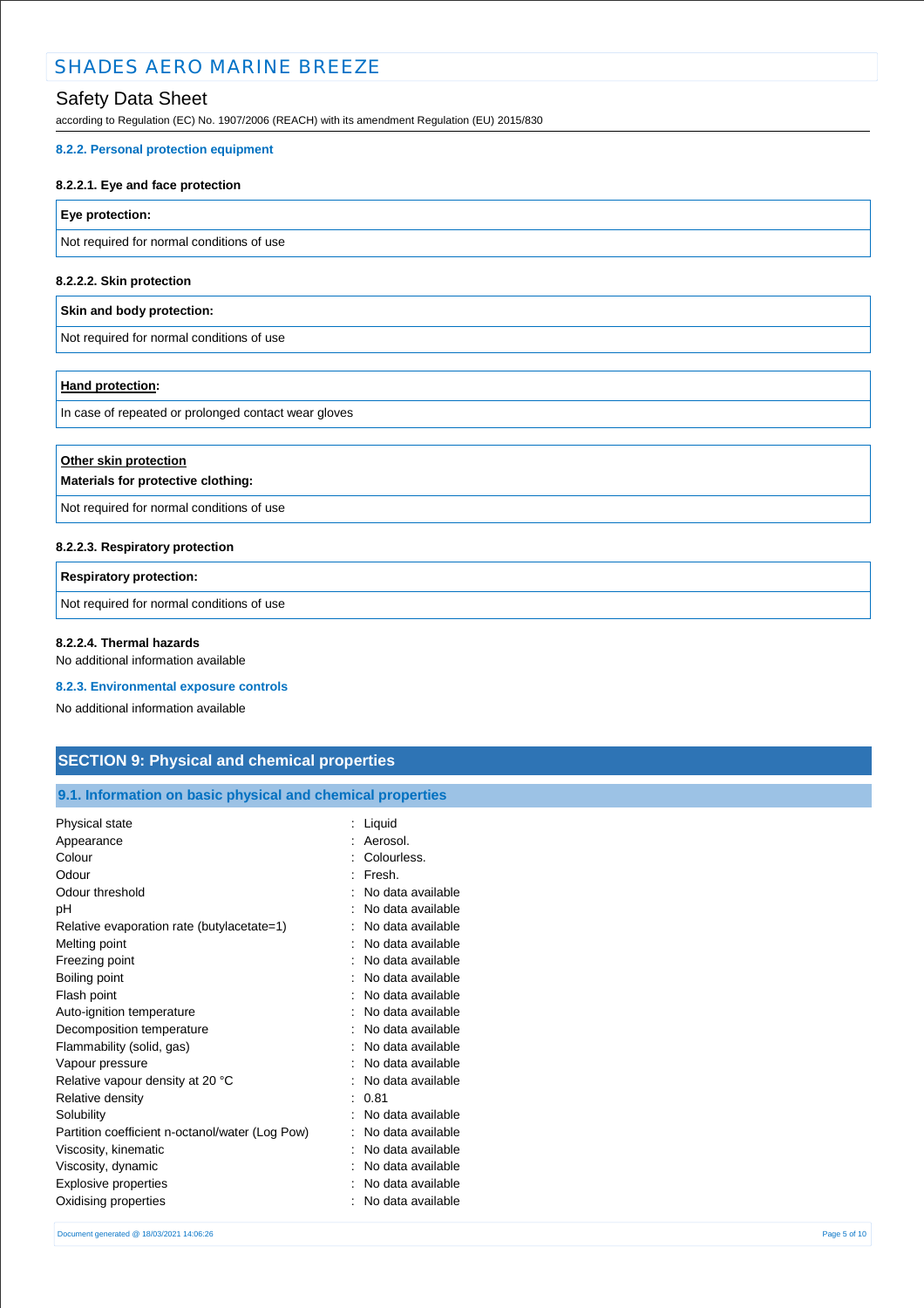#### 8.2.2. Personal protection equipment

##### 8.2.2.1. Eye and face protection

| **Eye protection:** |
|---|
| Not required for normal conditions of use |

##### 8.2.2.2. Skin protection

| **Skin and body protection:** |
|---|
| Not required for normal conditions of use |

| **Hand protection:** |
|---|
| In case of repeated or prolonged contact wear gloves |

| **Other skin protection**<br>**Materials for protective clothing:** |
|---|
| Not required for normal conditions of use |

##### 8.2.2.3. Respiratory protection

| **Respiratory protection:** |
|---|
| Not required for normal conditions of use |

##### 8.2.2.4. Thermal hazards

No additional information available

#### 8.2.3. Environmental exposure controls

No additional information available

## SECTION 9: Physical and chemical properties

### 9.1. Information on basic physical and chemical properties

| | |
|---|---|
| Physical state | : Liquid |
| Appearance | : Aerosol. |
| Colour | : Colourless. |
| Odour | : Fresh. |
| Odour threshold | : No data available |
| pH | : No data available |
| Relative evaporation rate (butylacetate=1) | : No data available |
| Melting point | : No data available |
| Freezing point | : No data available |
| Boiling point | : No data available |
| Flash point | : No data available |
| Auto-ignition temperature | : No data available |
| Decomposition temperature | : No data available |
| Flammability (solid, gas) | : No data available |
| Vapour pressure | : No data available |
| Relative vapour density at 20 °C | : No data available |
| Relative density | : 0.81 |
| Solubility | : No data available |
| Partition coefficient n-octanol/water (Log Pow) | : No data available |
| Viscosity, kinematic | : No data available |
| Viscosity, dynamic | : No data available |
| Explosive properties | : No data available |
| Oxidising properties | : No data available |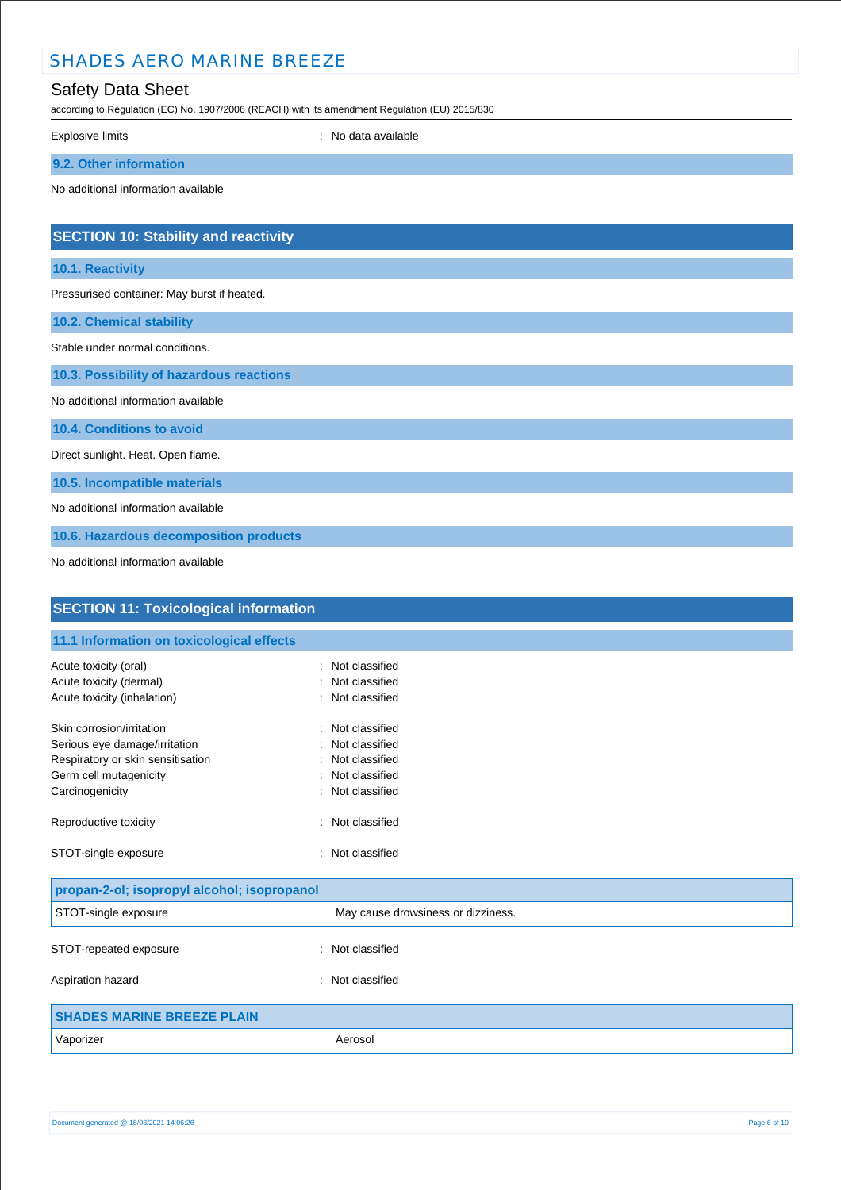Explosive limits : No data available

### 9.2. Other information

No additional information available

## SECTION 10: Stability and reactivity

### 10.1. Reactivity

Pressurised container: May burst if heated.

### 10.2. Chemical stability

Stable under normal conditions.

### 10.3. Possibility of hazardous reactions

No additional information available

### 10.4. Conditions to avoid

Direct sunlight. Heat. Open flame.

### 10.5. Incompatible materials

No additional information available

### 10.6. Hazardous decomposition products

No additional information available

## SECTION 11: Toxicological information

### 11.1 Information on toxicological effects

Acute toxicity (oral) : Not classified
Acute toxicity (dermal) : Not classified
Acute toxicity (inhalation) : Not classified

Skin corrosion/irritation : Not classified
Serious eye damage/irritation : Not classified
Respiratory or skin sensitisation : Not classified
Germ cell mutagenicity : Not classified
Carcinogenicity : Not classified

Reproductive toxicity : Not classified

STOT-single exposure : Not classified

| propan-2-ol; isopropyl alcohol; isopropanol | |
|---|---|
| STOT-single exposure | May cause drowsiness or dizziness. |

STOT-repeated exposure : Not classified

Aspiration hazard : Not classified

| SHADES MARINE BREEZE PLAIN | |
|---|---|
| Vaporizer | Aerosol |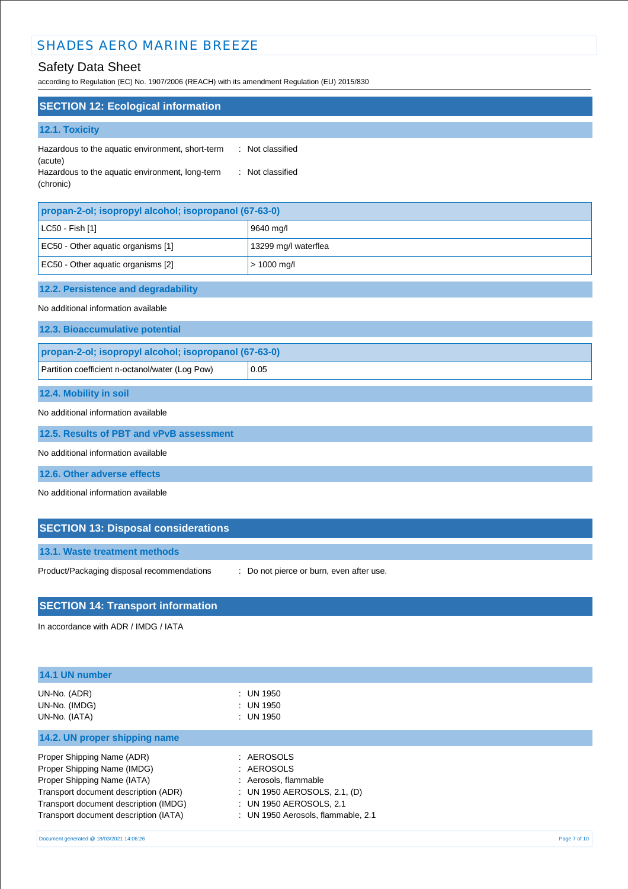## SECTION 12: Ecological information

### 12.1. Toxicity

Hazardous to the aquatic environment, short-term (acute) : Not classified

Hazardous to the aquatic environment, long-term (chronic) : Not classified

| propan-2-ol; isopropyl alcohol; isopropanol (67-63-0) | |
|---|---|
| LC50 - Fish [1] | 9640 mg/l |
| EC50 - Other aquatic organisms [1] | 13299 mg/l waterflea |
| EC50 - Other aquatic organisms [2] | > 1000 mg/l |

### 12.2. Persistence and degradability

No additional information available

### 12.3. Bioaccumulative potential

| propan-2-ol; isopropyl alcohol; isopropanol (67-63-0) | |
|---|---|
| Partition coefficient n-octanol/water (Log Pow) | 0.05 |

### 12.4. Mobility in soil

No additional information available

### 12.5. Results of PBT and vPvB assessment

No additional information available

### 12.6. Other adverse effects

No additional information available

## SECTION 13: Disposal considerations

### 13.1. Waste treatment methods

Product/Packaging disposal recommendations : Do not pierce or burn, even after use.

## SECTION 14: Transport information

In accordance with ADR / IMDG / IATA

### 14.1 UN number

UN-No. (ADR) : UN 1950
UN-No. (IMDG) : UN 1950
UN-No. (IATA) : UN 1950

### 14.2. UN proper shipping name

Proper Shipping Name (ADR) : AEROSOLS
Proper Shipping Name (IMDG) : AEROSOLS
Proper Shipping Name (IATA) : Aerosols, flammable
Transport document description (ADR) : UN 1950 AEROSOLS, 2.1, (D)
Transport document description (IMDG) : UN 1950 AEROSOLS, 2.1
Transport document description (IATA) : UN 1950 Aerosols, flammable, 2.1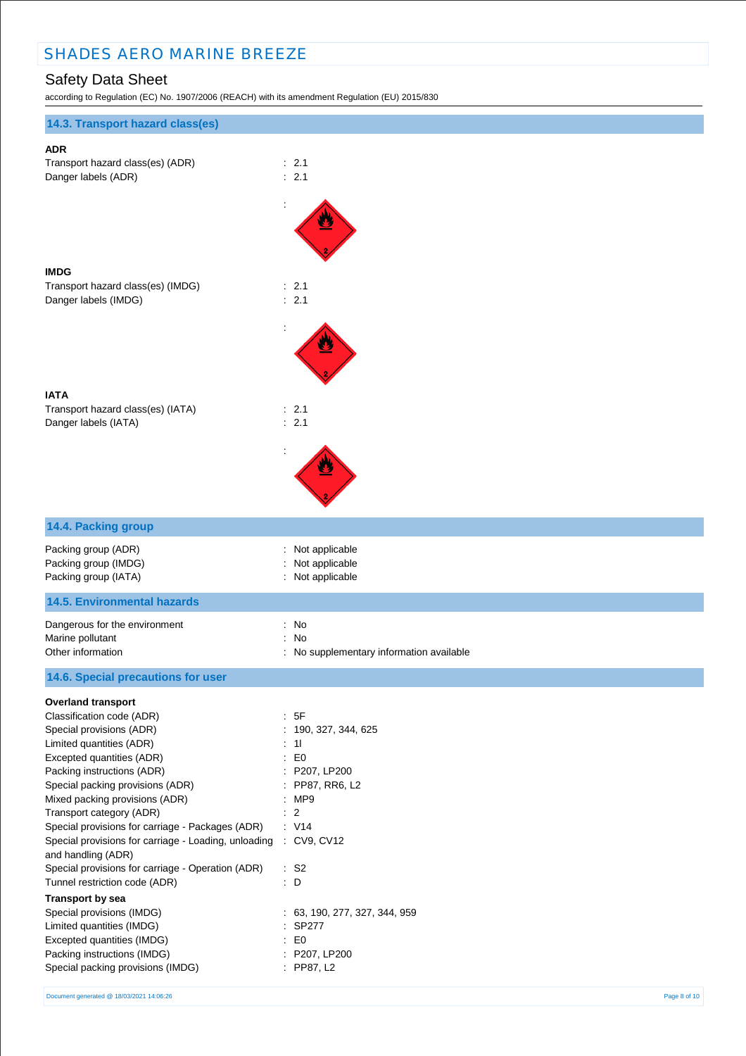### 14.3. Transport hazard class(es)

**ADR**

| | |
|---|---|
| Transport hazard class(es) (ADR) | : 2.1 |
| Danger labels (ADR) | : 2.1 |

**IMDG**

| | |
|---|---|
| Transport hazard class(es) (IMDG) | : 2.1 |
| Danger labels (IMDG) | : 2.1 |

**IATA**

| | |
|---|---|
| Transport hazard class(es) (IATA) | : 2.1 |
| Danger labels (IATA) | : 2.1 |

### 14.4. Packing group

| | |
|---|---|
| Packing group (ADR) | : Not applicable |
| Packing group (IMDG) | : Not applicable |
| Packing group (IATA) | : Not applicable |

### 14.5. Environmental hazards

| | |
|---|---|
| Dangerous for the environment | : No |
| Marine pollutant | : No |
| Other information | : No supplementary information available |

### 14.6. Special precautions for user

**Overland transport**

| | |
|---|---|
| Classification code (ADR) | : 5F |
| Special provisions (ADR) | : 190, 327, 344, 625 |
| Limited quantities (ADR) | : 1l |
| Excepted quantities (ADR) | : E0 |
| Packing instructions (ADR) | : P207, LP200 |
| Special packing provisions (ADR) | : PP87, RR6, L2 |
| Mixed packing provisions (ADR) | : MP9 |
| Transport category (ADR) | : 2 |
| Special provisions for carriage - Packages (ADR) | : V14 |
| Special provisions for carriage - Loading, unloading and handling (ADR) | : CV9, CV12 |
| Special provisions for carriage - Operation (ADR) | : S2 |
| Tunnel restriction code (ADR) | : D |

**Transport by sea**

| | |
|---|---|
| Special provisions (IMDG) | : 63, 190, 277, 327, 344, 959 |
| Limited quantities (IMDG) | : SP277 |
| Excepted quantities (IMDG) | : E0 |
| Packing instructions (IMDG) | : P207, LP200 |
| Special packing provisions (IMDG) | : PP87, L2 |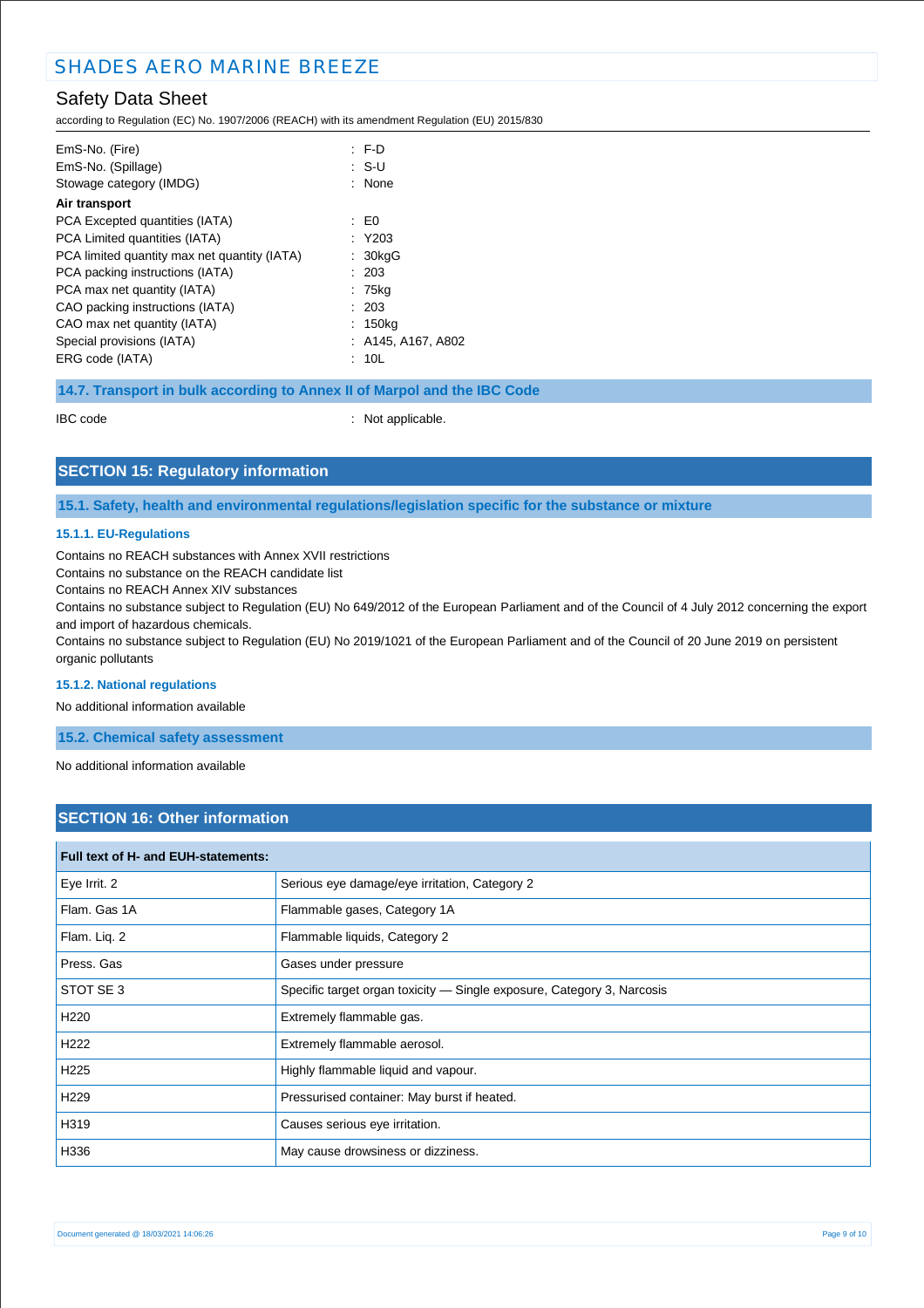| | |
|---|---|
| EmS-No. (Fire) | : F-D |
| EmS-No. (Spillage) | : S-U |
| Stowage category (IMDG) | : None |

**Air transport**

| | |
|---|---|
| PCA Excepted quantities (IATA) | : E0 |
| PCA Limited quantities (IATA) | : Y203 |
| PCA limited quantity max net quantity (IATA) | : 30kgG |
| PCA packing instructions (IATA) | : 203 |
| PCA max net quantity (IATA) | : 75kg |
| CAO packing instructions (IATA) | : 203 |
| CAO max net quantity (IATA) | : 150kg |
| Special provisions (IATA) | : A145, A167, A802 |
| ERG code (IATA) | : 10L |

### 14.7. Transport in bulk according to Annex II of Marpol and the IBC Code

| | |
|---|---|
| IBC code | : Not applicable. |

## SECTION 15: Regulatory information

### 15.1. Safety, health and environmental regulations/legislation specific for the substance or mixture

#### 15.1.1. EU-Regulations

Contains no REACH substances with Annex XVII restrictions
Contains no substance on the REACH candidate list
Contains no REACH Annex XIV substances
Contains no substance subject to Regulation (EU) No 649/2012 of the European Parliament and of the Council of 4 July 2012 concerning the export and import of hazardous chemicals.
Contains no substance subject to Regulation (EU) No 2019/1021 of the European Parliament and of the Council of 20 June 2019 on persistent organic pollutants

#### 15.1.2. National regulations

No additional information available

### 15.2. Chemical safety assessment

No additional information available

## SECTION 16: Other information

| Full text of H- and EUH-statements: | |
|---|---|
| Eye Irrit. 2 | Serious eye damage/eye irritation, Category 2 |
| Flam. Gas 1A | Flammable gases, Category 1A |
| Flam. Liq. 2 | Flammable liquids, Category 2 |
| Press. Gas | Gases under pressure |
| STOT SE 3 | Specific target organ toxicity — Single exposure, Category 3, Narcosis |
| H220 | Extremely flammable gas. |
| H222 | Extremely flammable aerosol. |
| H225 | Highly flammable liquid and vapour. |
| H229 | Pressurised container: May burst if heated. |
| H319 | Causes serious eye irritation. |
| H336 | May cause drowsiness or dizziness. |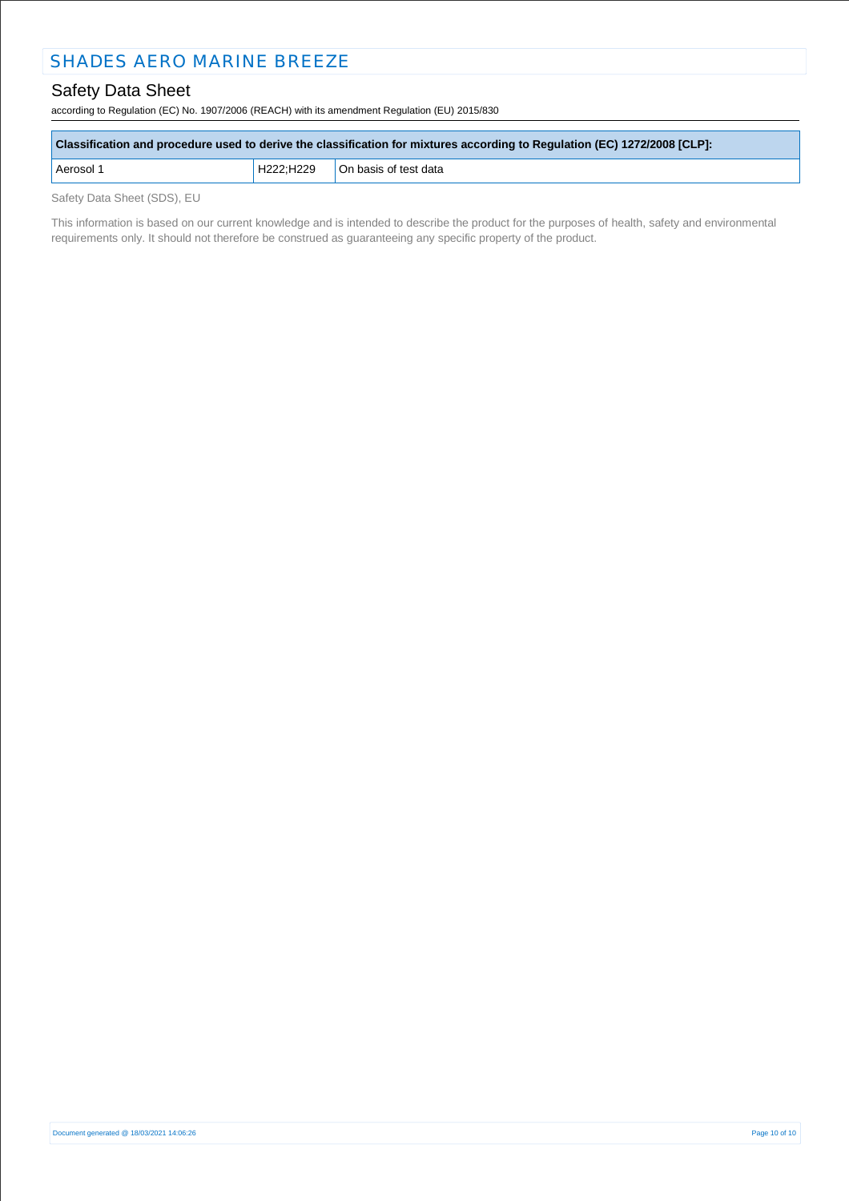| Classification and procedure used to derive the classification for mixtures according to Regulation (EC) 1272/2008 [CLP]: | | |
|---|---|---|
| Aerosol 1 | H222;H229 | On basis of test data |

Safety Data Sheet (SDS), EU

This information is based on our current knowledge and is intended to describe the product for the purposes of health, safety and environmental requirements only. It should not therefore be construed as guaranteeing any specific property of the product.